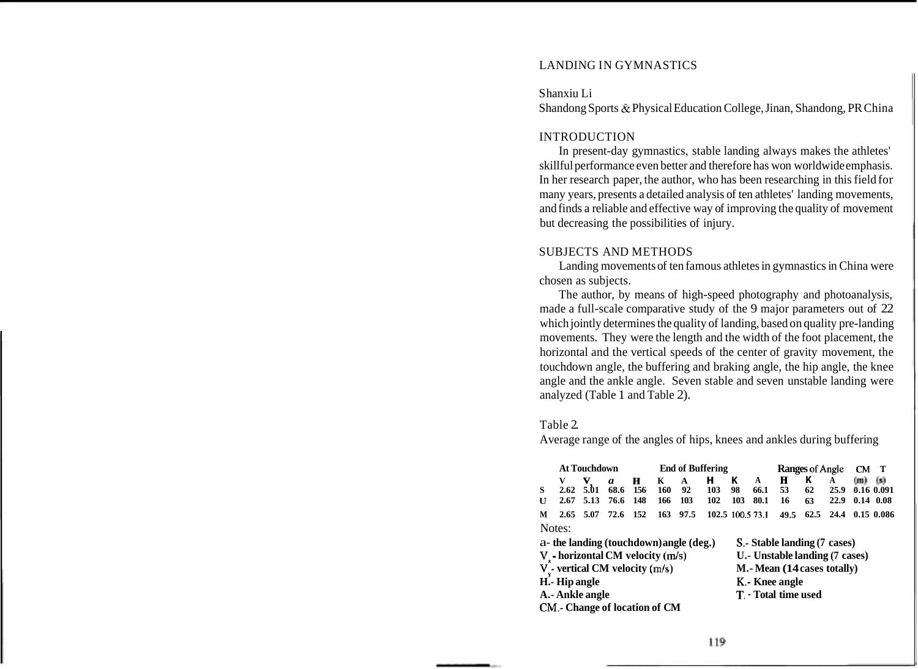# LANDING IN GYMNASTICS

Shanxiu Li

Shandong Sports & Physical Education College, Jinan, Shandong, PR China

## INTRODUCTION

In present-day gymnastics, stable landing always makes the athletes' skillful performance even better and therefore has won worldwide emphasis. In her research paper, the author, who has been researching in this field for many years, presents a detailed analysis of ten athletes' landing movements, and finds a reliable and effective way of improving the quality of movement but decreasing the possibilities of injury.

## SUBJECTS AND METHODS

Landing movements of ten famous athletes in gymnastics in China were chosen as subjects.

The author, by means of high-speed photography and photoanalysis, made a full-scale comparative study of the 9 major parameters out of 22 which jointly determines the quality of landing, based on quality pre-landing movements. They were the length and the width of the foot placement, the horizontal and the vertical speeds of the center of gravity movement, the touchdown angle, the buffering and braking angle, the hip angle, the knee angle and the ankle angle. Seven stable and seven unstable landing were analyzed (Table 1 and Table 2).

Table 2.

Average range of the angles of hips, knees and ankles during buffering

| | At Touchdown | | | | | | End of Buffering | | | Ranges of Angle | | | CM | T |
|---|---|---|---|---|---|---|---|---|---|---|---|---|---|---|
| | $V_x$ | $V_y$ | $a$ | H | K | A | H | K | A | H | K | A | (m) | (s) |
| S | 2.62 | 5.01 | 68.6 | 156 | 160 | 92 | 103 | 98 | 66.1 | 53 | 62 | 25.9 | 0.16 | 0.091 |
| U | 2.67 | 5.13 | 76.6 | 148 | 166 | 103 | 102 | 103 | 80.1 | 16 | 63 | 22.9 | 0.14 | 0.08 |
| M | 2.65 | 5.07 | 72.6 | 152 | 163 | 97.5 | 102.5 | 100.5 | 73.1 | 49.5 | 62.5 | 24.4 | 0.15 | 0.086 |

Notes:

**a- the landing (touchdown) angle (deg.)**
**$V_x$ - horizontal CM velocity (m/s)**
**$V_y$ - vertical CM velocity (m/s)**
**H.- Hip angle**
**A.- Ankle angle**
**CM.- Change of location of CM**
**S.- Stable landing (7 cases)**
**U.- Unstable landing (7 cases)**
**M.- Mean (14 cases totally)**
**K.- Knee angle**
**T. - Total time used**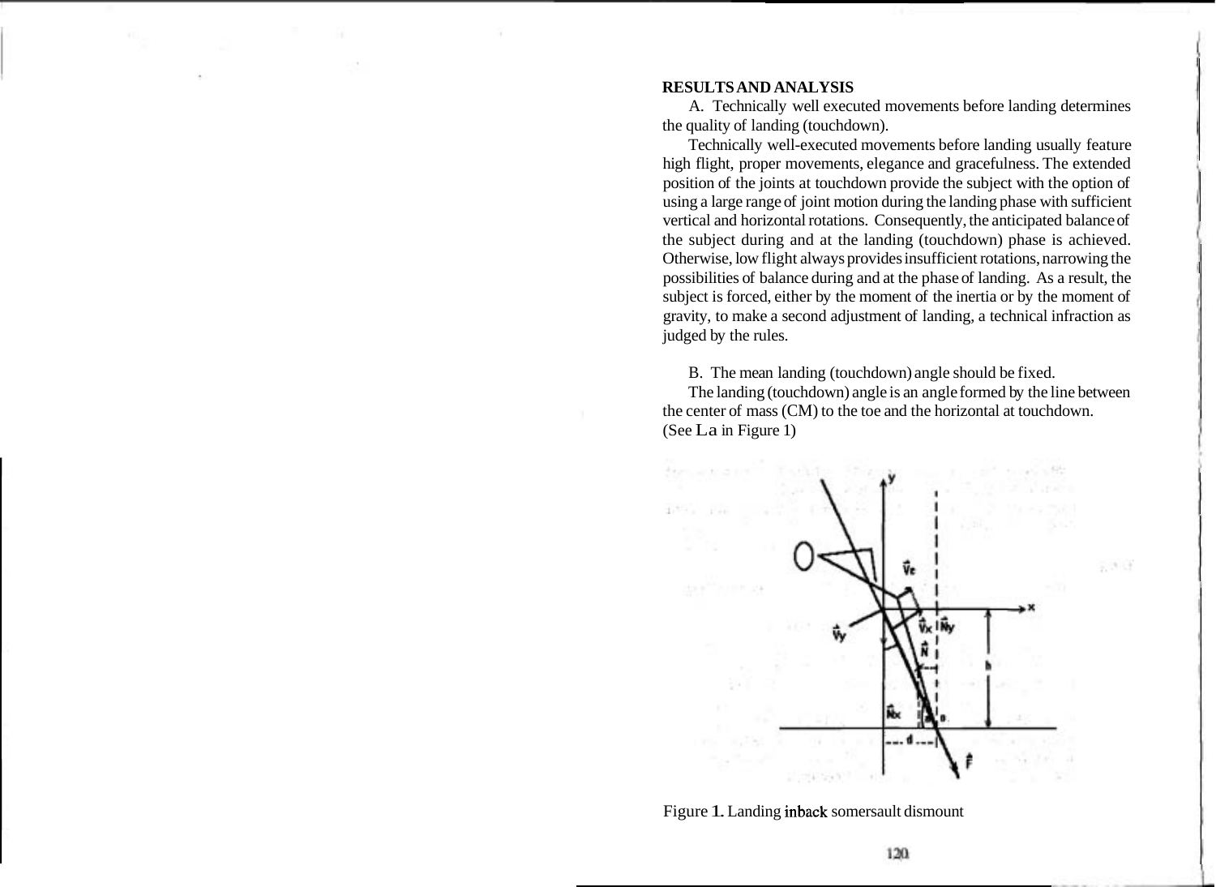## RESULTS AND ANALYSIS

A. Technically well executed movements before landing determines the quality of landing (touchdown).

Technically well-executed movements before landing usually feature high flight, proper movements, elegance and gracefulness. The extended position of the joints at touchdown provide the subject with the option of using a large range of joint motion during the landing phase with sufficient vertical and horizontal rotations. Consequently, the anticipated balance of the subject during and at the landing (touchdown) phase is achieved. Otherwise, low flight always provides insufficient rotations, narrowing the possibilities of balance during and at the phase of landing. As a result, the subject is forced, either by the moment of the inertia or by the moment of gravity, to make a second adjustment of landing, a technical infraction as judged by the rules.

B. The mean landing (touchdown) angle should be fixed.

The landing (touchdown) angle is an angle formed by the line between the center of mass (CM) to the toe and the horizontal at touchdown. (See La in Figure 1)

Figure 1. Landing inback somersault dismount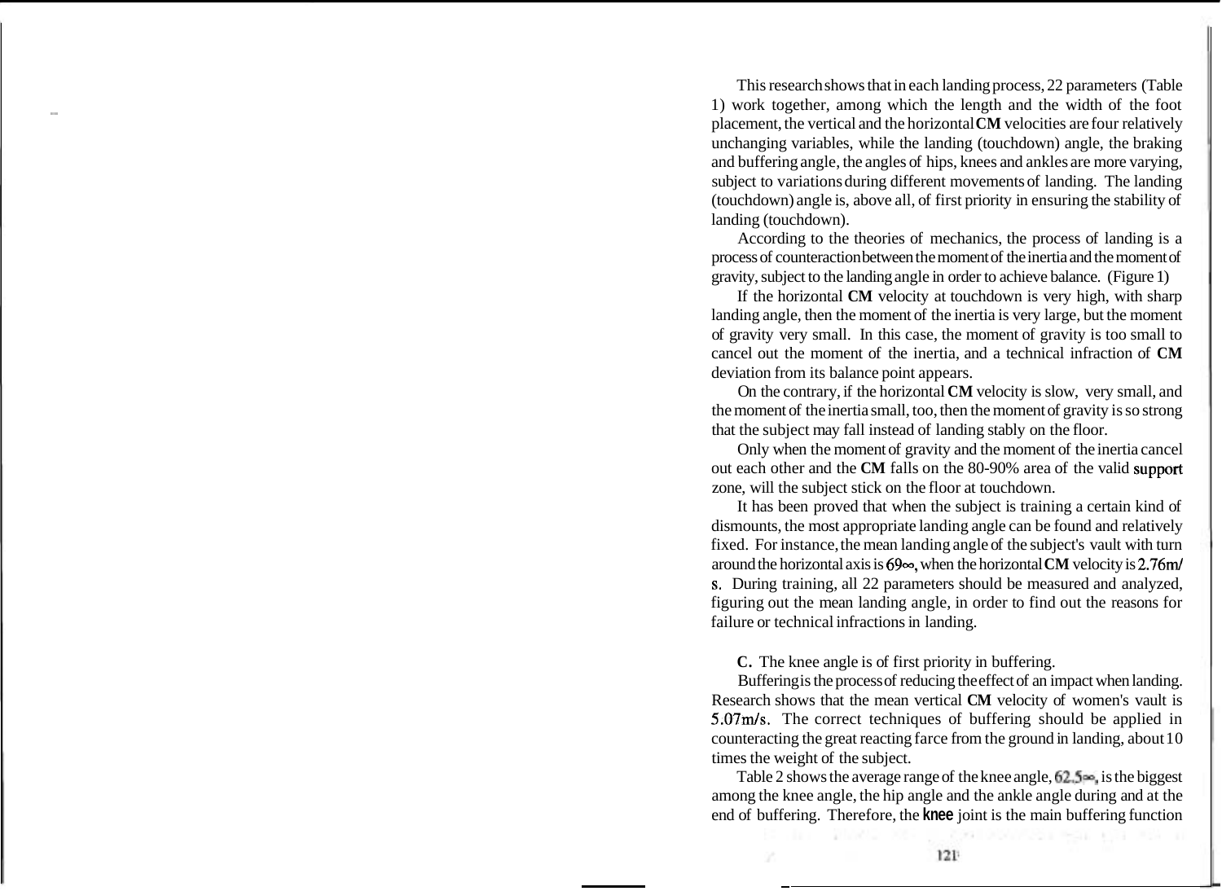This research shows that in each landing process, 22 parameters (Table 1) work together, among which the length and the width of the foot placement, the vertical and the horizontal **CM** velocities are four relatively unchanging variables, while the landing (touchdown) angle, the braking and buffering angle, the angles of hips, knees and ankles are more varying, subject to variations during different movements of landing. The landing (touchdown) angle is, above all, of first priority in ensuring the stability of landing (touchdown).

According to the theories of mechanics, the process of landing is a process of counteraction between the moment of the inertia and the moment of gravity, subject to the landing angle in order to achieve balance. (Figure 1)

If the horizontal **CM** velocity at touchdown is very high, with sharp landing angle, then the moment of the inertia is very large, but the moment of gravity very small. In this case, the moment of gravity is too small to cancel out the moment of the inertia, and a technical infraction of **CM** deviation from its balance point appears.

On the contrary, if the horizontal **CM** velocity is slow, very small, and the moment of the inertia small, too, then the moment of gravity is so strong that the subject may fall instead of landing stably on the floor.

Only when the moment of gravity and the moment of the inertia cancel out each other and the **CM** falls on the 80-90% area of the valid support zone, will the subject stick on the floor at touchdown.

It has been proved that when the subject is training a certain kind of dismounts, the most appropriate landing angle can be found and relatively fixed. For instance, the mean landing angle of the subject's vault with turn around the horizontal axis is 69°, when the horizontal **CM** velocity is 2.76m/s. During training, all 22 parameters should be measured and analyzed, figuring out the mean landing angle, in order to find out the reasons for failure or technical infractions in landing.

**C.** The knee angle is of first priority in buffering.

Buffering is the process of reducing the effect of an impact when landing. Research shows that the mean vertical **CM** velocity of women's vault is 5.07m/s. The correct techniques of buffering should be applied in counteracting the great reacting farce from the ground in landing, about 10 times the weight of the subject.

Table 2 shows the average range of the knee angle, 62.5°, is the biggest among the knee angle, the hip angle and the ankle angle during and at the end of buffering. Therefore, the **knee** joint is the main buffering function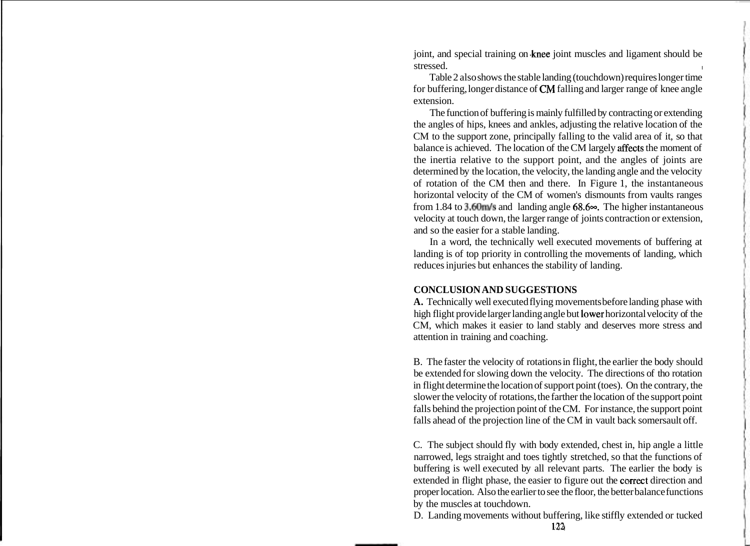joint, and special training on knee joint muscles and ligament should be stressed.

Table 2 also shows the stable landing (touchdown) requires longer time for buffering, longer distance of CM falling and larger range of knee angle extension.

The function of buffering is mainly fulfilled by contracting or extending the angles of hips, knees and ankles, adjusting the relative location of the CM to the support zone, principally falling to the valid area of it, so that balance is achieved. The location of the CM largely affects the moment of the inertia relative to the support point, and the angles of joints are determined by the location, the velocity, the landing angle and the velocity of rotation of the CM then and there. In Figure 1, the instantaneous horizontal velocity of the CM of women's dismounts from vaults ranges from 1.84 to 3.60m/s and landing angle 68.6∞. The higher instantaneous velocity at touch down, the larger range of joints contraction or extension, and so the easier for a stable landing.

In a word, the technically well executed movements of buffering at landing is of top priority in controlling the movements of landing, which reduces injuries but enhances the stability of landing.

## CONCLUSION AND SUGGESTIONS

**A.** Technically well executed flying movements before landing phase with high flight provide larger landing angle but lower horizontal velocity of the CM, which makes it easier to land stably and deserves more stress and attention in training and coaching.

B. The faster the velocity of rotations in flight, the earlier the body should be extended for slowing down the velocity. The directions of tho rotation in flight determine the location of support point (toes). On the contrary, the slower the velocity of rotations, the farther the location of the support point falls behind the projection point of the CM. For instance, the support point falls ahead of the projection line of the CM in vault back somersault off.

C. The subject should fly with body extended, chest in, hip angle a little narrowed, legs straight and toes tightly stretched, so that the functions of buffering is well executed by all relevant parts. The earlier the body is extended in flight phase, the easier to figure out the correct direction and proper location. Also the earlier to see the floor, the better balance functions by the muscles at touchdown.

D. Landing movements without buffering, like stiffly extended or tucked